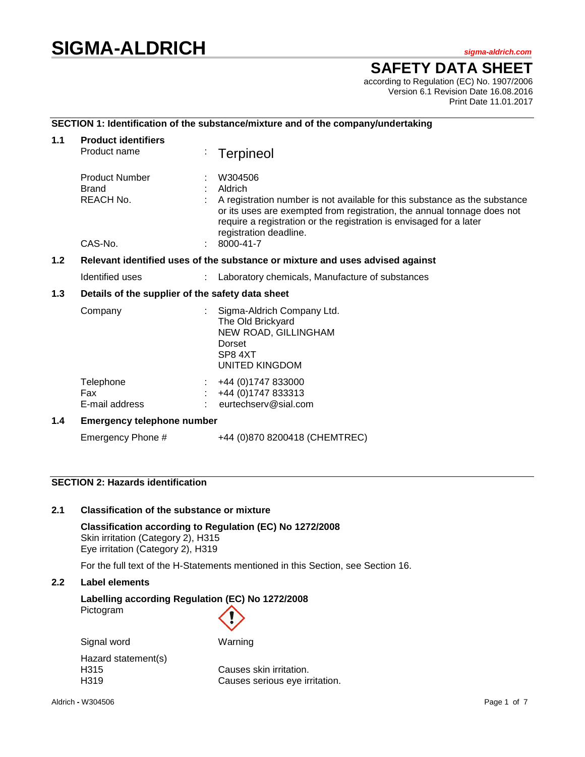# SIGMA-ALDRICH

*sigma-aldrich.com*

## SAFETY DATA SHEET

according to Regulation (EC) No. 1907/2006
Version 6.1 Revision Date 16.08.2016
Print Date 11.01.2017

### SECTION 1: Identification of the substance/mixture and of the company/undertaking

**1.1 Product identifiers**

| | | |
|---|---|---|
| Product name | : | Terpineol |
| Product Number | : | W304506 |
| Brand | : | Aldrich |
| REACH No. | : | A registration number is not available for this substance as the substance or its uses are exempted from registration, the annual tonnage does not require a registration or the registration is envisaged for a later registration deadline. |
| CAS-No. | : | 8000-41-7 |

**1.2 Relevant identified uses of the substance or mixture and uses advised against**

| | | |
|---|---|---|
| Identified uses | : | Laboratory chemicals, Manufacture of substances |

**1.3 Details of the supplier of the safety data sheet**

| | | |
|---|---|---|
| Company | : | Sigma-Aldrich Company Ltd.<br>The Old Brickyard<br>NEW ROAD, GILLINGHAM<br>Dorset<br>SP8 4XT<br>UNITED KINGDOM |
| Telephone | : | +44 (0)1747 833000 |
| Fax | : | +44 (0)1747 833313 |
| E-mail address | : | eurtechserv@sial.com |

**1.4 Emergency telephone number**

Emergency Phone # +44 (0)870 8200418 (CHEMTREC)

### SECTION 2: Hazards identification

**2.1 Classification of the substance or mixture**

**Classification according to Regulation (EC) No 1272/2008**
Skin irritation (Category 2), H315
Eye irritation (Category 2), H319

For the full text of the H-Statements mentioned in this Section, see Section 16.

**2.2 Label elements**

**Labelling according Regulation (EC) No 1272/2008**

Pictogram

Signal word: Warning

Hazard statement(s)

| | |
|---|---|
| H315 | Causes skin irritation. |
| H319 | Causes serious eye irritation. |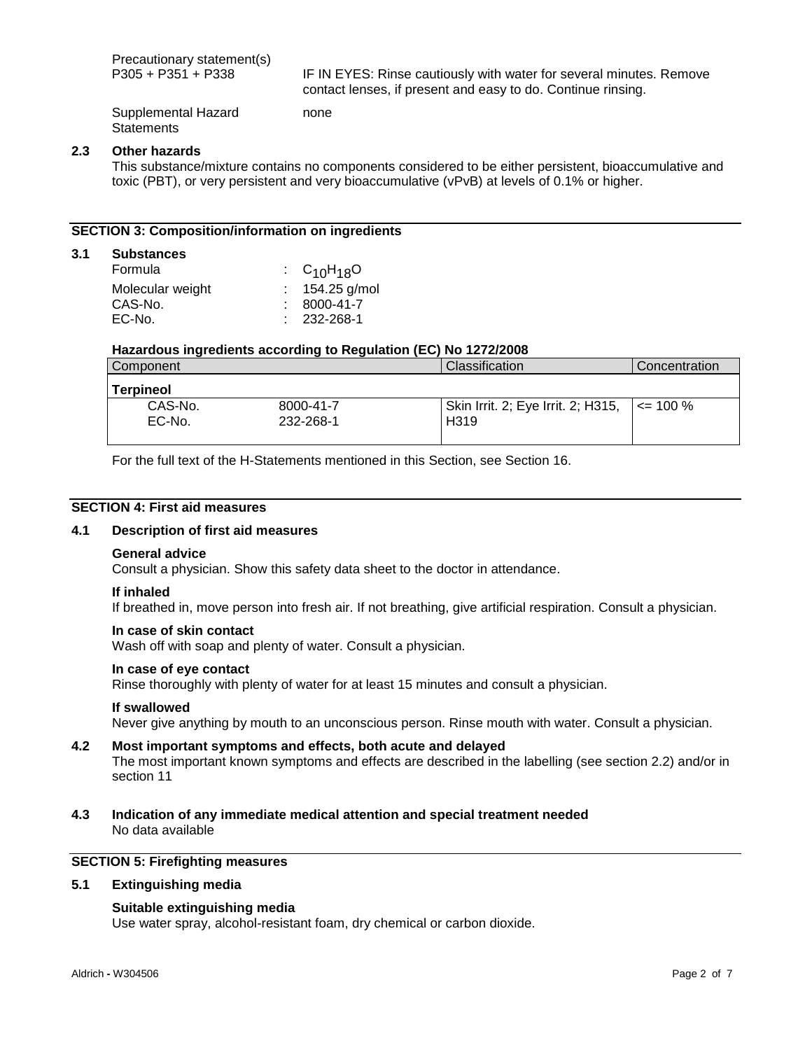Precautionary statement(s)

P305 + P351 + P338 — IF IN EYES: Rinse cautiously with water for several minutes. Remove contact lenses, if present and easy to do. Continue rinsing.

Supplemental Hazard Statements — none

### 2.3 Other hazards

This substance/mixture contains no components considered to be either persistent, bioaccumulative and toxic (PBT), or very persistent and very bioaccumulative (vPvB) at levels of 0.1% or higher.

## SECTION 3: Composition/information on ingredients

### 3.1 Substances

| | |
|---|---|
| Formula | : $C_{10}H_{18}O$ |
| Molecular weight | : 154.25 g/mol |
| CAS-No. | : 8000-41-7 |
| EC-No. | : 232-268-1 |

**Hazardous ingredients according to Regulation (EC) No 1272/2008**

| Component | | Classification | Concentration |
|---|---|---|---|
| **Terpineol** | | | |
| CAS-No. EC-No. | 8000-41-7 232-268-1 | Skin Irrit. 2; Eye Irrit. 2; H315, H319 | <= 100 % |

For the full text of the H-Statements mentioned in this Section, see Section 16.

## SECTION 4: First aid measures

### 4.1 Description of first aid measures

**General advice**

Consult a physician. Show this safety data sheet to the doctor in attendance.

**If inhaled**

If breathed in, move person into fresh air. If not breathing, give artificial respiration. Consult a physician.

**In case of skin contact**

Wash off with soap and plenty of water. Consult a physician.

**In case of eye contact**

Rinse thoroughly with plenty of water for at least 15 minutes and consult a physician.

**If swallowed**

Never give anything by mouth to an unconscious person. Rinse mouth with water. Consult a physician.

### 4.2 Most important symptoms and effects, both acute and delayed

The most important known symptoms and effects are described in the labelling (see section 2.2) and/or in section 11

### 4.3 Indication of any immediate medical attention and special treatment needed

No data available

## SECTION 5: Firefighting measures

### 5.1 Extinguishing media

**Suitable extinguishing media**

Use water spray, alcohol-resistant foam, dry chemical or carbon dioxide.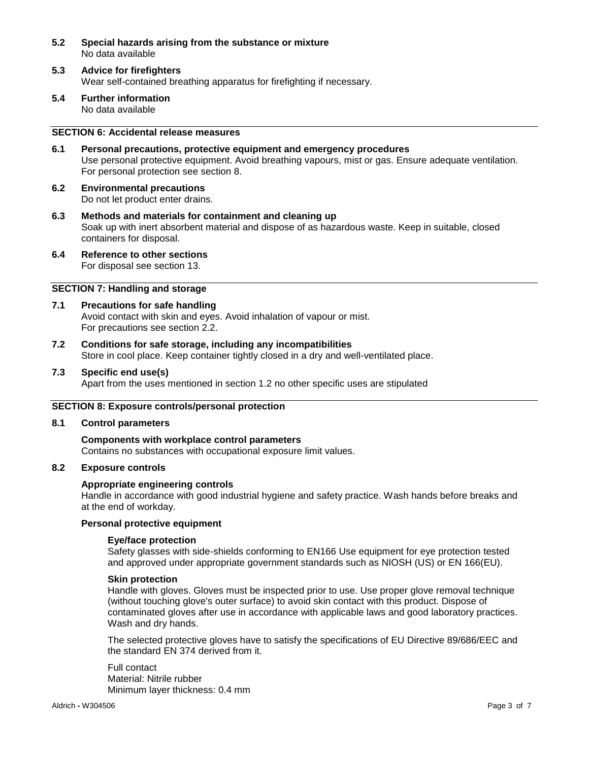### 5.2 Special hazards arising from the substance or mixture

No data available

### 5.3 Advice for firefighters

Wear self-contained breathing apparatus for firefighting if necessary.

### 5.4 Further information

No data available

## SECTION 6: Accidental release measures

### 6.1 Personal precautions, protective equipment and emergency procedures

Use personal protective equipment. Avoid breathing vapours, mist or gas. Ensure adequate ventilation. For personal protection see section 8.

### 6.2 Environmental precautions

Do not let product enter drains.

### 6.3 Methods and materials for containment and cleaning up

Soak up with inert absorbent material and dispose of as hazardous waste. Keep in suitable, closed containers for disposal.

### 6.4 Reference to other sections

For disposal see section 13.

## SECTION 7: Handling and storage

### 7.1 Precautions for safe handling

Avoid contact with skin and eyes. Avoid inhalation of vapour or mist.
For precautions see section 2.2.

### 7.2 Conditions for safe storage, including any incompatibilities

Store in cool place. Keep container tightly closed in a dry and well-ventilated place.

### 7.3 Specific end use(s)

Apart from the uses mentioned in section 1.2 no other specific uses are stipulated

## SECTION 8: Exposure controls/personal protection

### 8.1 Control parameters

**Components with workplace control parameters**

Contains no substances with occupational exposure limit values.

### 8.2 Exposure controls

**Appropriate engineering controls**

Handle in accordance with good industrial hygiene and safety practice. Wash hands before breaks and at the end of workday.

**Personal protective equipment**

**Eye/face protection**

Safety glasses with side-shields conforming to EN166 Use equipment for eye protection tested and approved under appropriate government standards such as NIOSH (US) or EN 166(EU).

**Skin protection**

Handle with gloves. Gloves must be inspected prior to use. Use proper glove removal technique (without touching glove's outer surface) to avoid skin contact with this product. Dispose of contaminated gloves after use in accordance with applicable laws and good laboratory practices. Wash and dry hands.

The selected protective gloves have to satisfy the specifications of EU Directive 89/686/EEC and the standard EN 374 derived from it.

Full contact
Material: Nitrile rubber
Minimum layer thickness: 0.4 mm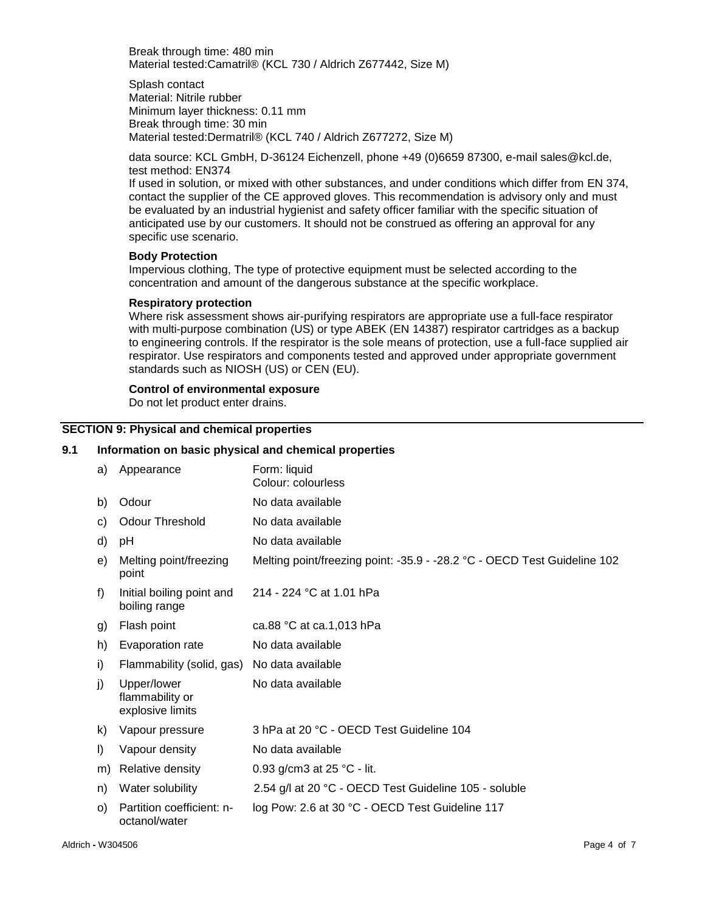Break through time: 480 min
Material tested:Camatril® (KCL 730 / Aldrich Z677442, Size M)

Splash contact
Material: Nitrile rubber
Minimum layer thickness: 0.11 mm
Break through time: 30 min
Material tested:Dermatril® (KCL 740 / Aldrich Z677272, Size M)

data source: KCL GmbH, D-36124 Eichenzell, phone +49 (0)6659 87300, e-mail sales@kcl.de, test method: EN374
If used in solution, or mixed with other substances, and under conditions which differ from EN 374, contact the supplier of the CE approved gloves. This recommendation is advisory only and must be evaluated by an industrial hygienist and safety officer familiar with the specific situation of anticipated use by our customers. It should not be construed as offering an approval for any specific use scenario.

**Body Protection**
Impervious clothing, The type of protective equipment must be selected according to the concentration and amount of the dangerous substance at the specific workplace.

**Respiratory protection**
Where risk assessment shows air-purifying respirators are appropriate use a full-face respirator with multi-purpose combination (US) or type ABEK (EN 14387) respirator cartridges as a backup to engineering controls. If the respirator is the sole means of protection, use a full-face supplied air respirator. Use respirators and components tested and approved under appropriate government standards such as NIOSH (US) or CEN (EU).

**Control of environmental exposure**
Do not let product enter drains.

## SECTION 9: Physical and chemical properties

### 9.1 Information on basic physical and chemical properties

| | | |
|---|---|---|
| a) | Appearance | Form: liquid<br>Colour: colourless |
| b) | Odour | No data available |
| c) | Odour Threshold | No data available |
| d) | pH | No data available |
| e) | Melting point/freezing point | Melting point/freezing point: -35.9 - -28.2 °C - OECD Test Guideline 102 |
| f) | Initial boiling point and boiling range | 214 - 224 °C at 1.01 hPa |
| g) | Flash point | ca.88 °C at ca.1,013 hPa |
| h) | Evaporation rate | No data available |
| i) | Flammability (solid, gas) | No data available |
| j) | Upper/lower flammability or explosive limits | No data available |
| k) | Vapour pressure | 3 hPa at 20 °C - OECD Test Guideline 104 |
| l) | Vapour density | No data available |
| m) | Relative density | 0.93 g/cm3 at 25 °C - lit. |
| n) | Water solubility | 2.54 g/l at 20 °C - OECD Test Guideline 105 - soluble |
| o) | Partition coefficient: n-octanol/water | log Pow: 2.6 at 30 °C - OECD Test Guideline 117 |

Aldrich - W304506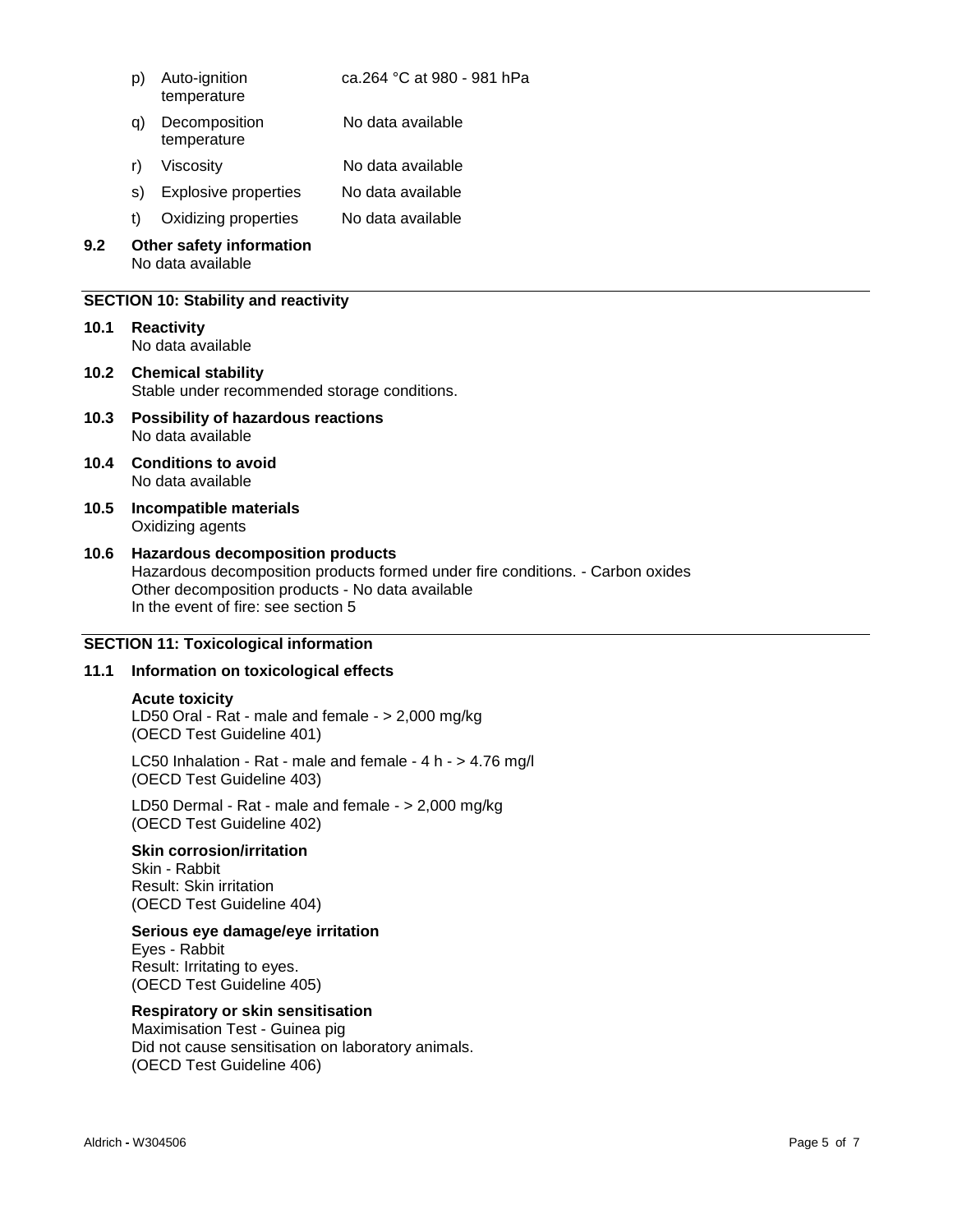| | | |
|---|---|---|
| p) | Auto-ignition temperature | ca.264 °C at 980 - 981 hPa |
| q) | Decomposition temperature | No data available |
| r) | Viscosity | No data available |
| s) | Explosive properties | No data available |
| t) | Oxidizing properties | No data available |

**9.2 Other safety information**
No data available

## SECTION 10: Stability and reactivity

**10.1 Reactivity**
No data available

**10.2 Chemical stability**
Stable under recommended storage conditions.

**10.3 Possibility of hazardous reactions**
No data available

**10.4 Conditions to avoid**
No data available

**10.5 Incompatible materials**
Oxidizing agents

**10.6 Hazardous decomposition products**
Hazardous decomposition products formed under fire conditions. - Carbon oxides
Other decomposition products - No data available
In the event of fire: see section 5

## SECTION 11: Toxicological information

**11.1 Information on toxicological effects**

**Acute toxicity**
LD50 Oral - Rat - male and female - > 2,000 mg/kg
(OECD Test Guideline 401)

LC50 Inhalation - Rat - male and female - 4 h - > 4.76 mg/l
(OECD Test Guideline 403)

LD50 Dermal - Rat - male and female - > 2,000 mg/kg
(OECD Test Guideline 402)

**Skin corrosion/irritation**
Skin - Rabbit
Result: Skin irritation
(OECD Test Guideline 404)

**Serious eye damage/eye irritation**
Eyes - Rabbit
Result: Irritating to eyes.
(OECD Test Guideline 405)

**Respiratory or skin sensitisation**
Maximisation Test - Guinea pig
Did not cause sensitisation on laboratory animals.
(OECD Test Guideline 406)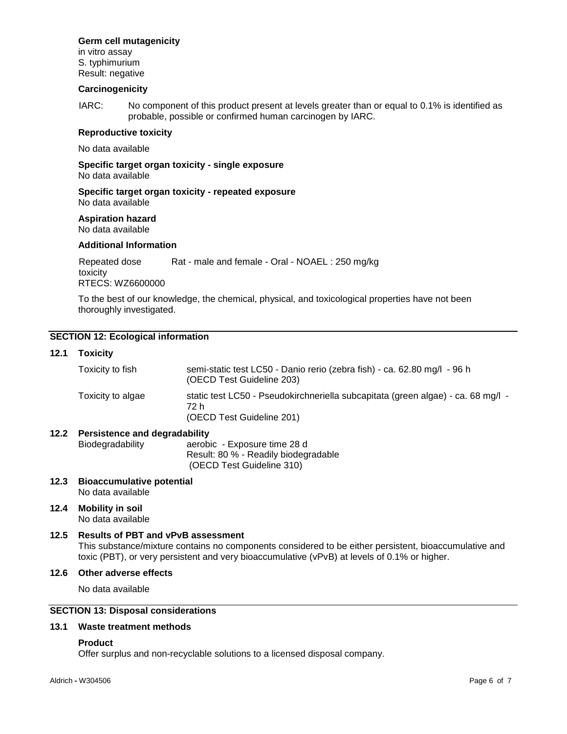**Germ cell mutagenicity**
in vitro assay
S. typhimurium
Result: negative

**Carcinogenicity**

IARC: No component of this product present at levels greater than or equal to 0.1% is identified as probable, possible or confirmed human carcinogen by IARC.

**Reproductive toxicity**

No data available

**Specific target organ toxicity - single exposure**
No data available

**Specific target organ toxicity - repeated exposure**
No data available

**Aspiration hazard**
No data available

**Additional Information**

Repeated dose toxicity: Rat - male and female - Oral - NOAEL : 250 mg/kg
RTECS: WZ6600000

To the best of our knowledge, the chemical, physical, and toxicological properties have not been thoroughly investigated.

## SECTION 12: Ecological information

### 12.1 Toxicity

| | |
|---|---|
| Toxicity to fish | semi-static test LC50 - Danio rerio (zebra fish) - ca. 62.80 mg/l - 96 h (OECD Test Guideline 203) |
| Toxicity to algae | static test LC50 - Pseudokirchneriella subcapitata (green algae) - ca. 68 mg/l - 72 h (OECD Test Guideline 201) |

### 12.2 Persistence and degradability

Biodegradability: aerobic - Exposure time 28 d
Result: 80 % - Readily biodegradable
(OECD Test Guideline 310)

### 12.3 Bioaccumulative potential

No data available

### 12.4 Mobility in soil

No data available

### 12.5 Results of PBT and vPvB assessment

This substance/mixture contains no components considered to be either persistent, bioaccumulative and toxic (PBT), or very persistent and very bioaccumulative (vPvB) at levels of 0.1% or higher.

### 12.6 Other adverse effects

No data available

## SECTION 13: Disposal considerations

### 13.1 Waste treatment methods

**Product**
Offer surplus and non-recyclable solutions to a licensed disposal company.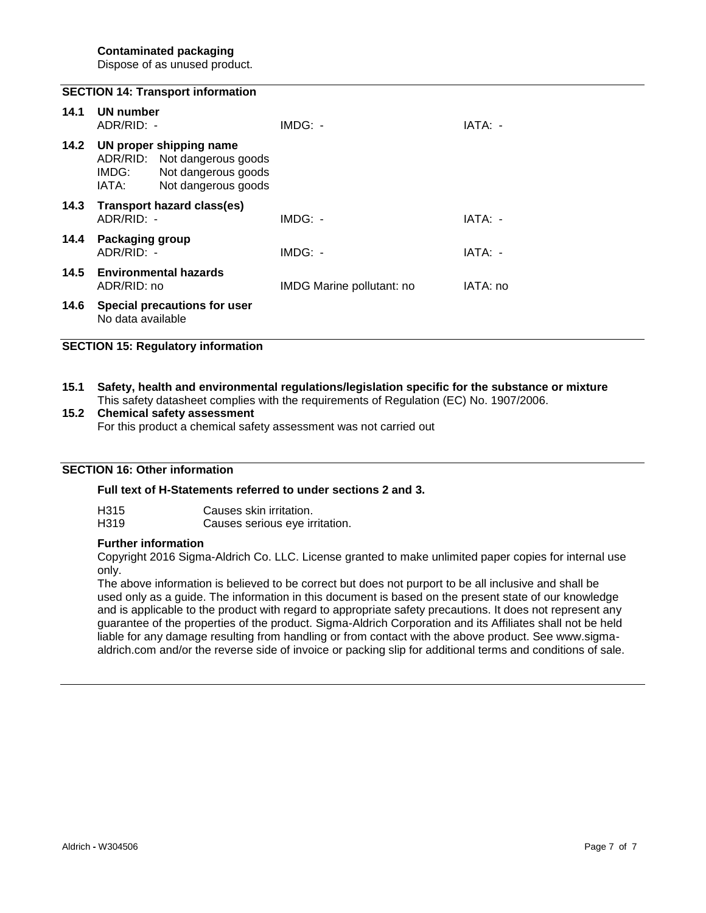**Contaminated packaging**
Dispose of as unused product.

## SECTION 14: Transport information

**14.1 UN number**

| | | |
|---|---|---|
| ADR/RID: - | IMDG: - | IATA: - |

**14.2 UN proper shipping name**

| | |
|---|---|
| ADR/RID: | Not dangerous goods |
| IMDG: | Not dangerous goods |
| IATA: | Not dangerous goods |

**14.3 Transport hazard class(es)**

| | | |
|---|---|---|
| ADR/RID: - | IMDG: - | IATA: - |

**14.4 Packaging group**

| | | |
|---|---|---|
| ADR/RID: - | IMDG: - | IATA: - |

**14.5 Environmental hazards**

| | | |
|---|---|---|
| ADR/RID: no | IMDG Marine pollutant: no | IATA: no |

**14.6 Special precautions for user**
No data available

## SECTION 15: Regulatory information

**15.1 Safety, health and environmental regulations/legislation specific for the substance or mixture**
This safety datasheet complies with the requirements of Regulation (EC) No. 1907/2006.

**15.2 Chemical safety assessment**
For this product a chemical safety assessment was not carried out

## SECTION 16: Other information

**Full text of H-Statements referred to under sections 2 and 3.**

| | |
|---|---|
| H315 | Causes skin irritation. |
| H319 | Causes serious eye irritation. |

**Further information**
Copyright 2016 Sigma-Aldrich Co. LLC. License granted to make unlimited paper copies for internal use only.
The above information is believed to be correct but does not purport to be all inclusive and shall be used only as a guide. The information in this document is based on the present state of our knowledge and is applicable to the product with regard to appropriate safety precautions. It does not represent any guarantee of the properties of the product. Sigma-Aldrich Corporation and its Affiliates shall not be held liable for any damage resulting from handling or from contact with the above product. See www.sigma-aldrich.com and/or the reverse side of invoice or packing slip for additional terms and conditions of sale.